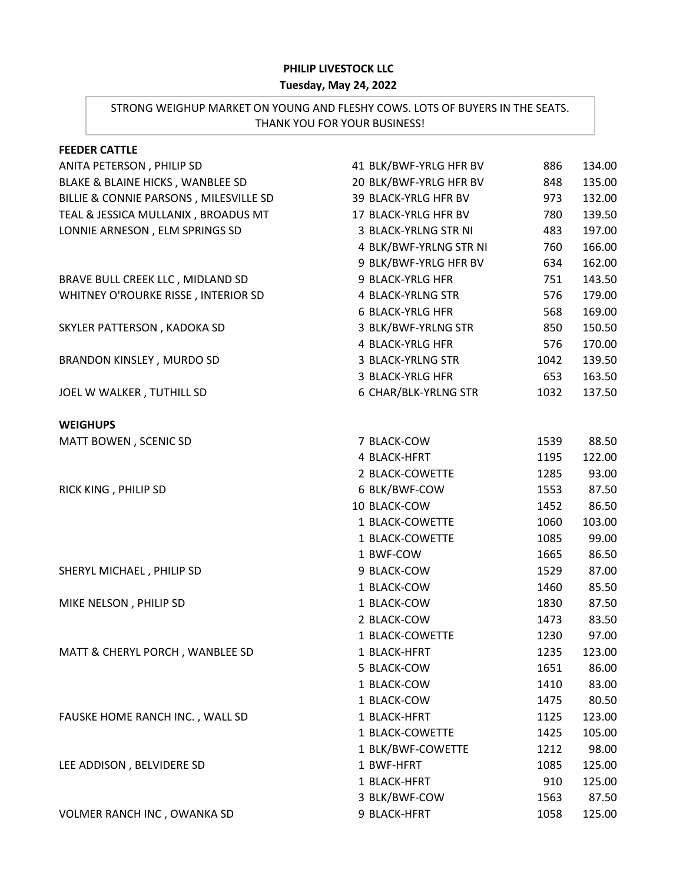**PHILIP LIVESTOCK LLC**

**Tuesday, May 24, 2022**

STRONG WEIGHUP MARKET ON YOUNG AND FLESHY COWS. LOTS OF BUYERS IN THE SEATS. THANK YOU FOR YOUR BUSINESS!

**FEEDER CATTLE**

| | | | |
|---|---|---|---|
| ANITA PETERSON , PHILIP SD | 41 BLK/BWF-YRLG HFR BV | 886 | 134.00 |
| BLAKE & BLAINE HICKS , WANBLEE SD | 20 BLK/BWF-YRLG HFR BV | 848 | 135.00 |
| BILLIE & CONNIE PARSONS , MILESVILLE SD | 39 BLACK-YRLG HFR BV | 973 | 132.00 |
| TEAL & JESSICA MULLANIX , BROADUS MT | 17 BLACK-YRLG HFR BV | 780 | 139.50 |
| LONNIE ARNESON , ELM SPRINGS SD | 3 BLACK-YRLNG STR NI | 483 | 197.00 |
| | 4 BLK/BWF-YRLNG STR NI | 760 | 166.00 |
| | 9 BLK/BWF-YRLG HFR BV | 634 | 162.00 |
| BRAVE BULL CREEK LLC , MIDLAND SD | 9 BLACK-YRLG HFR | 751 | 143.50 |
| WHITNEY O'ROURKE RISSE , INTERIOR SD | 4 BLACK-YRLNG STR | 576 | 179.00 |
| | 6 BLACK-YRLG HFR | 568 | 169.00 |
| SKYLER PATTERSON , KADOKA SD | 3 BLK/BWF-YRLNG STR | 850 | 150.50 |
| | 4 BLACK-YRLG HFR | 576 | 170.00 |
| BRANDON KINSLEY , MURDO SD | 3 BLACK-YRLNG STR | 1042 | 139.50 |
| | 3 BLACK-YRLG HFR | 653 | 163.50 |
| JOEL W WALKER , TUTHILL SD | 6 CHAR/BLK-YRLNG STR | 1032 | 137.50 |

**WEIGHUPS**

| | | | |
|---|---|---|---|
| MATT BOWEN , SCENIC SD | 7 BLACK-COW | 1539 | 88.50 |
| | 4 BLACK-HFRT | 1195 | 122.00 |
| | 2 BLACK-COWETTE | 1285 | 93.00 |
| RICK KING , PHILIP SD | 6 BLK/BWF-COW | 1553 | 87.50 |
| | 10 BLACK-COW | 1452 | 86.50 |
| | 1 BLACK-COWETTE | 1060 | 103.00 |
| | 1 BLACK-COWETTE | 1085 | 99.00 |
| | 1 BWF-COW | 1665 | 86.50 |
| SHERYL MICHAEL , PHILIP SD | 9 BLACK-COW | 1529 | 87.00 |
| | 1 BLACK-COW | 1460 | 85.50 |
| MIKE NELSON , PHILIP SD | 1 BLACK-COW | 1830 | 87.50 |
| | 2 BLACK-COW | 1473 | 83.50 |
| | 1 BLACK-COWETTE | 1230 | 97.00 |
| MATT & CHERYL PORCH , WANBLEE SD | 1 BLACK-HFRT | 1235 | 123.00 |
| | 5 BLACK-COW | 1651 | 86.00 |
| | 1 BLACK-COW | 1410 | 83.00 |
| | 1 BLACK-COW | 1475 | 80.50 |
| FAUSKE HOME RANCH INC. , WALL SD | 1 BLACK-HFRT | 1125 | 123.00 |
| | 1 BLACK-COWETTE | 1425 | 105.00 |
| | 1 BLK/BWF-COWETTE | 1212 | 98.00 |
| LEE ADDISON , BELVIDERE SD | 1 BWF-HFRT | 1085 | 125.00 |
| | 1 BLACK-HFRT | 910 | 125.00 |
| | 3 BLK/BWF-COW | 1563 | 87.50 |
| VOLMER RANCH INC , OWANKA SD | 9 BLACK-HFRT | 1058 | 125.00 |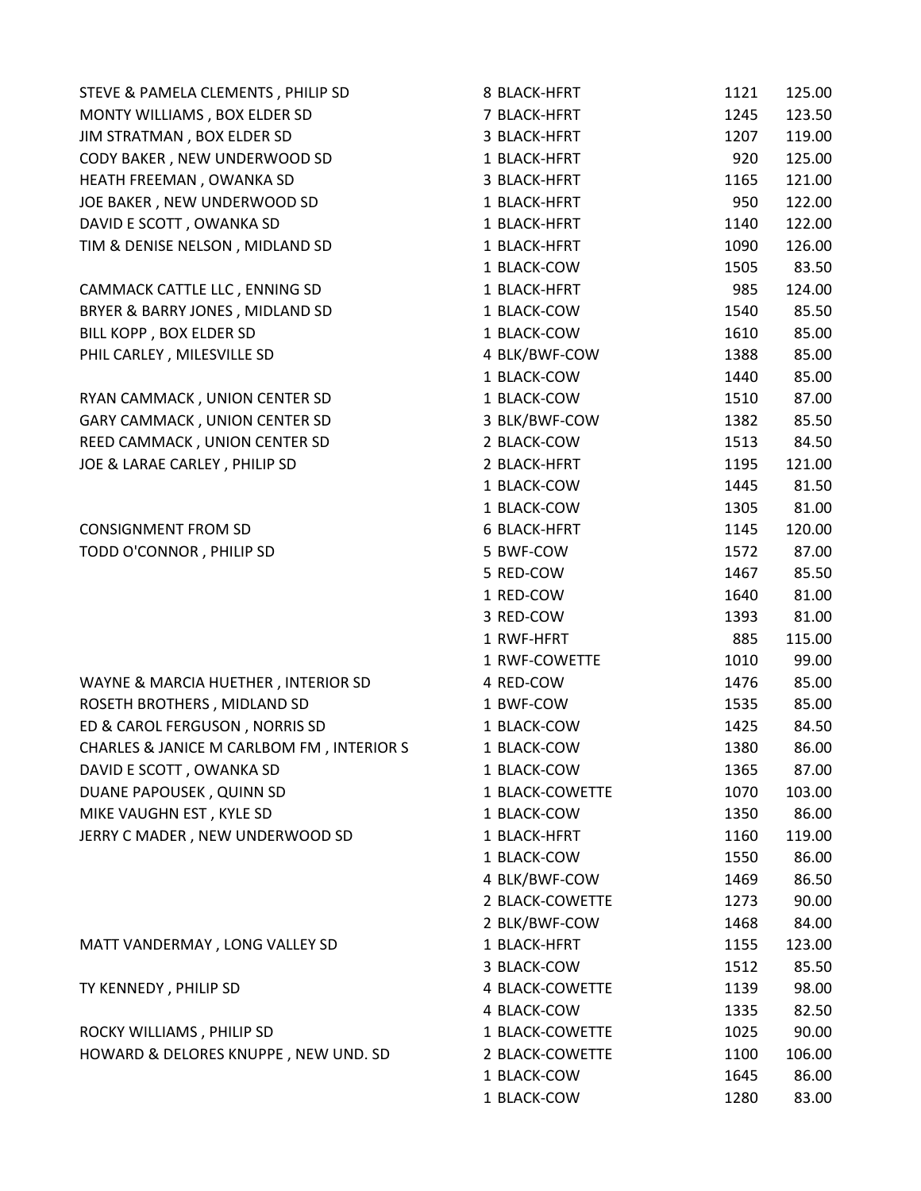| | | | |
|---|---|---|---|
| STEVE & PAMELA CLEMENTS , PHILIP SD | 8 BLACK-HFRT | 1121 | 125.00 |
| MONTY WILLIAMS , BOX ELDER SD | 7 BLACK-HFRT | 1245 | 123.50 |
| JIM STRATMAN , BOX ELDER SD | 3 BLACK-HFRT | 1207 | 119.00 |
| CODY BAKER , NEW UNDERWOOD SD | 1 BLACK-HFRT | 920 | 125.00 |
| HEATH FREEMAN , OWANKA SD | 3 BLACK-HFRT | 1165 | 121.00 |
| JOE BAKER , NEW UNDERWOOD SD | 1 BLACK-HFRT | 950 | 122.00 |
| DAVID E SCOTT , OWANKA SD | 1 BLACK-HFRT | 1140 | 122.00 |
| TIM & DENISE NELSON , MIDLAND SD | 1 BLACK-HFRT | 1090 | 126.00 |
| | 1 BLACK-COW | 1505 | 83.50 |
| CAMMACK CATTLE LLC , ENNING SD | 1 BLACK-HFRT | 985 | 124.00 |
| BRYER & BARRY JONES , MIDLAND SD | 1 BLACK-COW | 1540 | 85.50 |
| BILL KOPP , BOX ELDER SD | 1 BLACK-COW | 1610 | 85.00 |
| PHIL CARLEY , MILESVILLE SD | 4 BLK/BWF-COW | 1388 | 85.00 |
| | 1 BLACK-COW | 1440 | 85.00 |
| RYAN CAMMACK , UNION CENTER SD | 1 BLACK-COW | 1510 | 87.00 |
| GARY CAMMACK , UNION CENTER SD | 3 BLK/BWF-COW | 1382 | 85.50 |
| REED CAMMACK , UNION CENTER SD | 2 BLACK-COW | 1513 | 84.50 |
| JOE & LARAE CARLEY , PHILIP SD | 2 BLACK-HFRT | 1195 | 121.00 |
| | 1 BLACK-COW | 1445 | 81.50 |
| | 1 BLACK-COW | 1305 | 81.00 |
| CONSIGNMENT FROM SD | 6 BLACK-HFRT | 1145 | 120.00 |
| TODD O'CONNOR , PHILIP SD | 5 BWF-COW | 1572 | 87.00 |
| | 5 RED-COW | 1467 | 85.50 |
| | 1 RED-COW | 1640 | 81.00 |
| | 3 RED-COW | 1393 | 81.00 |
| | 1 RWF-HFRT | 885 | 115.00 |
| | 1 RWF-COWETTE | 1010 | 99.00 |
| WAYNE & MARCIA HUETHER , INTERIOR SD | 4 RED-COW | 1476 | 85.00 |
| ROSETH BROTHERS , MIDLAND SD | 1 BWF-COW | 1535 | 85.00 |
| ED & CAROL FERGUSON , NORRIS SD | 1 BLACK-COW | 1425 | 84.50 |
| CHARLES & JANICE M CARLBOM FM , INTERIOR S | 1 BLACK-COW | 1380 | 86.00 |
| DAVID E SCOTT , OWANKA SD | 1 BLACK-COW | 1365 | 87.00 |
| DUANE PAPOUSEK , QUINN SD | 1 BLACK-COWETTE | 1070 | 103.00 |
| MIKE VAUGHN EST , KYLE SD | 1 BLACK-COW | 1350 | 86.00 |
| JERRY C MADER , NEW UNDERWOOD SD | 1 BLACK-HFRT | 1160 | 119.00 |
| | 1 BLACK-COW | 1550 | 86.00 |
| | 4 BLK/BWF-COW | 1469 | 86.50 |
| | 2 BLACK-COWETTE | 1273 | 90.00 |
| | 2 BLK/BWF-COW | 1468 | 84.00 |
| MATT VANDERMAY , LONG VALLEY SD | 1 BLACK-HFRT | 1155 | 123.00 |
| | 3 BLACK-COW | 1512 | 85.50 |
| TY KENNEDY , PHILIP SD | 4 BLACK-COWETTE | 1139 | 98.00 |
| | 4 BLACK-COW | 1335 | 82.50 |
| ROCKY WILLIAMS , PHILIP SD | 1 BLACK-COWETTE | 1025 | 90.00 |
| HOWARD & DELORES KNUPPE , NEW UND. SD | 2 BLACK-COWETTE | 1100 | 106.00 |
| | 1 BLACK-COW | 1645 | 86.00 |
| | 1 BLACK-COW | 1280 | 83.00 |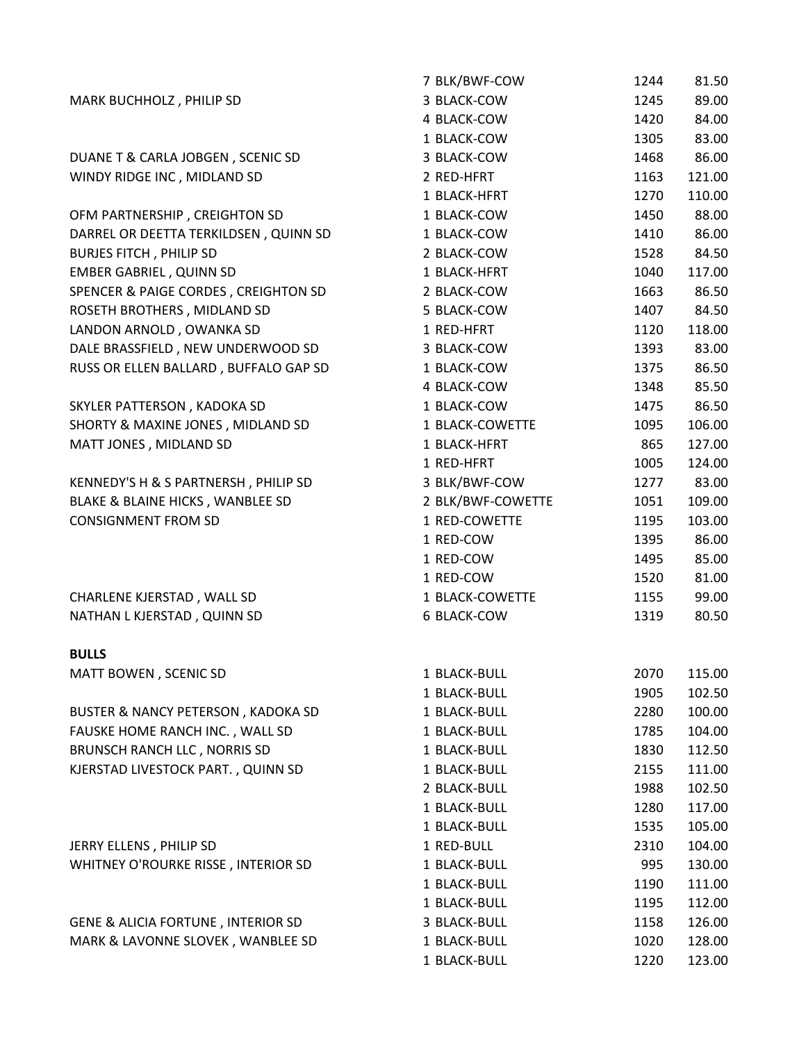| | | | |
|---|---|---|---|
| | 7 BLK/BWF-COW | 1244 | 81.50 |
| MARK BUCHHOLZ , PHILIP SD | 3 BLACK-COW | 1245 | 89.00 |
| | 4 BLACK-COW | 1420 | 84.00 |
| | 1 BLACK-COW | 1305 | 83.00 |
| DUANE T & CARLA JOBGEN , SCENIC SD | 3 BLACK-COW | 1468 | 86.00 |
| WINDY RIDGE INC , MIDLAND SD | 2 RED-HFRT | 1163 | 121.00 |
| | 1 BLACK-HFRT | 1270 | 110.00 |
| OFM PARTNERSHIP , CREIGHTON SD | 1 BLACK-COW | 1450 | 88.00 |
| DARREL OR DEETTA TERKILDSEN , QUINN SD | 1 BLACK-COW | 1410 | 86.00 |
| BURJES FITCH , PHILIP SD | 2 BLACK-COW | 1528 | 84.50 |
| EMBER GABRIEL , QUINN SD | 1 BLACK-HFRT | 1040 | 117.00 |
| SPENCER & PAIGE CORDES , CREIGHTON SD | 2 BLACK-COW | 1663 | 86.50 |
| ROSETH BROTHERS , MIDLAND SD | 5 BLACK-COW | 1407 | 84.50 |
| LANDON ARNOLD , OWANKA SD | 1 RED-HFRT | 1120 | 118.00 |
| DALE BRASSFIELD , NEW UNDERWOOD SD | 3 BLACK-COW | 1393 | 83.00 |
| RUSS OR ELLEN BALLARD , BUFFALO GAP SD | 1 BLACK-COW | 1375 | 86.50 |
| | 4 BLACK-COW | 1348 | 85.50 |
| SKYLER PATTERSON , KADOKA SD | 1 BLACK-COW | 1475 | 86.50 |
| SHORTY & MAXINE JONES , MIDLAND SD | 1 BLACK-COWETTE | 1095 | 106.00 |
| MATT JONES , MIDLAND SD | 1 BLACK-HFRT | 865 | 127.00 |
| | 1 RED-HFRT | 1005 | 124.00 |
| KENNEDY'S H & S PARTNERSH , PHILIP SD | 3 BLK/BWF-COW | 1277 | 83.00 |
| BLAKE & BLAINE HICKS , WANBLEE SD | 2 BLK/BWF-COWETTE | 1051 | 109.00 |
| CONSIGNMENT FROM SD | 1 RED-COWETTE | 1195 | 103.00 |
| | 1 RED-COW | 1395 | 86.00 |
| | 1 RED-COW | 1495 | 85.00 |
| | 1 RED-COW | 1520 | 81.00 |
| CHARLENE KJERSTAD , WALL SD | 1 BLACK-COWETTE | 1155 | 99.00 |
| NATHAN L KJERSTAD , QUINN SD | 6 BLACK-COW | 1319 | 80.50 |

**BULLS**

| | | | |
|---|---|---|---|
| MATT BOWEN , SCENIC SD | 1 BLACK-BULL | 2070 | 115.00 |
| | 1 BLACK-BULL | 1905 | 102.50 |
| BUSTER & NANCY PETERSON , KADOKA SD | 1 BLACK-BULL | 2280 | 100.00 |
| FAUSKE HOME RANCH INC. , WALL SD | 1 BLACK-BULL | 1785 | 104.00 |
| BRUNSCH RANCH LLC , NORRIS SD | 1 BLACK-BULL | 1830 | 112.50 |
| KJERSTAD LIVESTOCK PART. , QUINN SD | 1 BLACK-BULL | 2155 | 111.00 |
| | 2 BLACK-BULL | 1988 | 102.50 |
| | 1 BLACK-BULL | 1280 | 117.00 |
| | 1 BLACK-BULL | 1535 | 105.00 |
| JERRY ELLENS , PHILIP SD | 1 RED-BULL | 2310 | 104.00 |
| WHITNEY O'ROURKE RISSE , INTERIOR SD | 1 BLACK-BULL | 995 | 130.00 |
| | 1 BLACK-BULL | 1190 | 111.00 |
| | 1 BLACK-BULL | 1195 | 112.00 |
| GENE & ALICIA FORTUNE , INTERIOR SD | 3 BLACK-BULL | 1158 | 126.00 |
| MARK & LAVONNE SLOVEK , WANBLEE SD | 1 BLACK-BULL | 1020 | 128.00 |
| | 1 BLACK-BULL | 1220 | 123.00 |